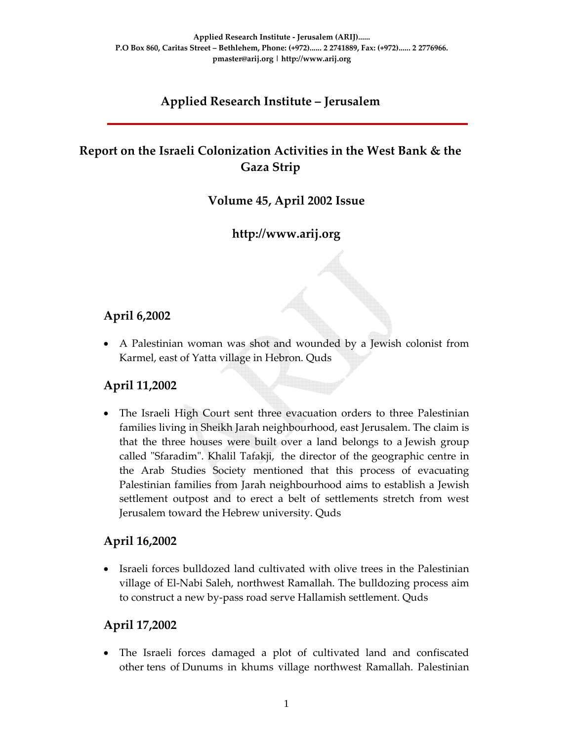Applied Research Institute - Jerusalem (ARIJ)......
P.O Box 860, Caritas Street – Bethlehem, Phone: (+972)...... 2 2741889, Fax: (+972)...... 2 2776966.
pmaster@arij.org | http://www.arij.org

# Applied Research Institute – Jerusalem

## Report on the Israeli Colonization Activities in the West Bank & the Gaza Strip

### Volume 45, April 2002 Issue

### http://www.arij.org

## April 6,2002

- A Palestinian woman was shot and wounded by a Jewish colonist from Karmel, east of Yatta village in Hebron. Quds

## April 11,2002

- The Israeli High Court sent three evacuation orders to three Palestinian families living in Sheikh Jarah neighbourhood, east Jerusalem. The claim is that the three houses were built over a land belongs to a Jewish group called "Sfaradim". Khalil Tafakji, the director of the geographic centre in the Arab Studies Society mentioned that this process of evacuating Palestinian families from Jarah neighbourhood aims to establish a Jewish settlement outpost and to erect a belt of settlements stretch from west Jerusalem toward the Hebrew university. Quds

## April 16,2002

- Israeli forces bulldozed land cultivated with olive trees in the Palestinian village of El-Nabi Saleh, northwest Ramallah. The bulldozing process aim to construct a new by-pass road serve Hallamish settlement. Quds

## April 17,2002

- The Israeli forces damaged a plot of cultivated land and confiscated other tens of Dunums in khums village northwest Ramallah. Palestinian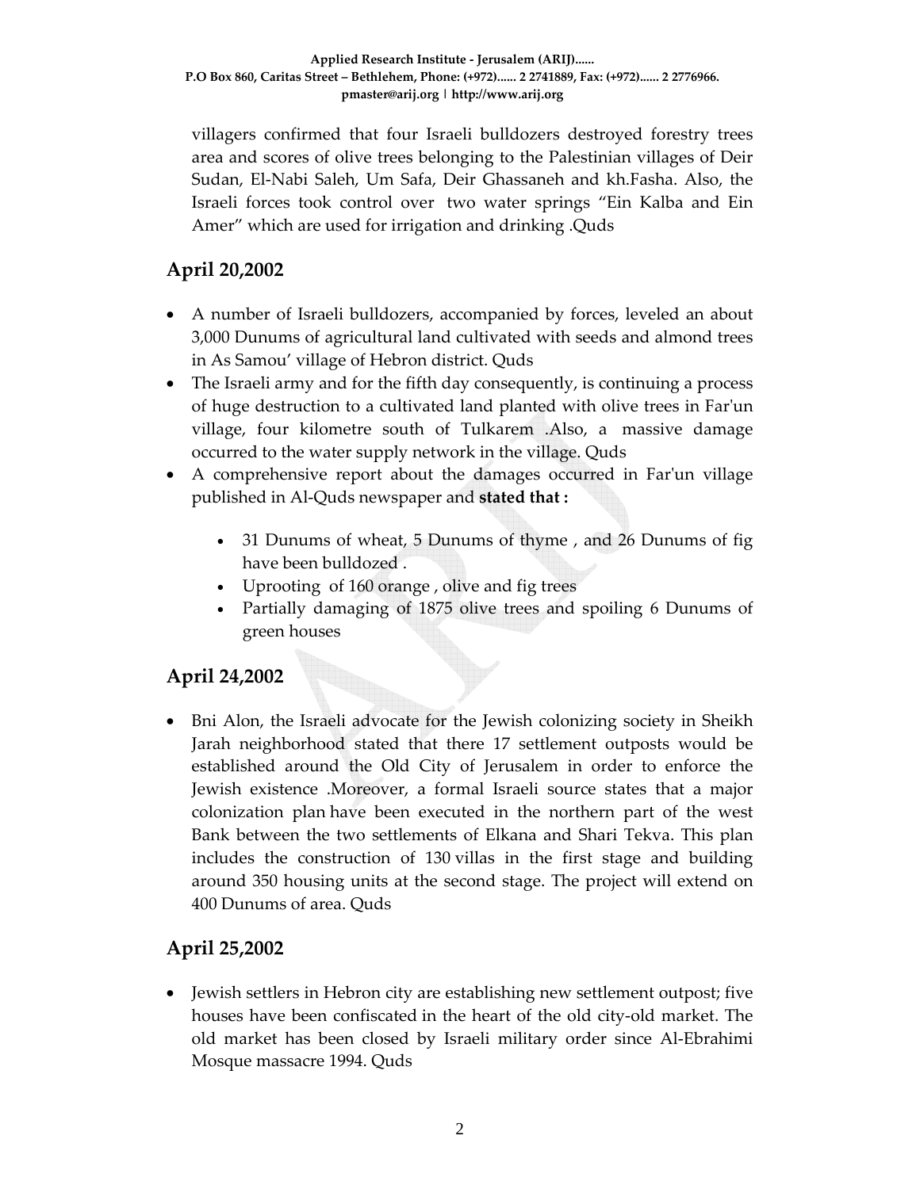villagers confirmed that four Israeli bulldozers destroyed forestry trees area and scores of olive trees belonging to the Palestinian villages of Deir Sudan, El-Nabi Saleh, Um Safa, Deir Ghassaneh and kh.Fasha. Also, the Israeli forces took control over two water springs "Ein Kalba and Ein Amer" which are used for irrigation and drinking .Quds

## April 20,2002

- A number of Israeli bulldozers, accompanied by forces, leveled an about 3,000 Dunums of agricultural land cultivated with seeds and almond trees in As Samou' village of Hebron district. Quds
- The Israeli army and for the fifth day consequently, is continuing a process of huge destruction to a cultivated land planted with olive trees in Far'un village, four kilometre south of Tulkarem .Also, a massive damage occurred to the water supply network in the village. Quds
- A comprehensive report about the damages occurred in Far'un village published in Al-Quds newspaper and **stated that :**
    - 31 Dunums of wheat, 5 Dunums of thyme , and 26 Dunums of fig have been bulldozed .
    - Uprooting of 160 orange , olive and fig trees
    - Partially damaging of 1875 olive trees and spoiling 6 Dunums of green houses

## April 24,2002

- Bni Alon, the Israeli advocate for the Jewish colonizing society in Sheikh Jarah neighborhood stated that there 17 settlement outposts would be established around the Old City of Jerusalem in order to enforce the Jewish existence .Moreover, a formal Israeli source states that a major colonization plan have been executed in the northern part of the west Bank between the two settlements of Elkana and Shari Tekva. This plan includes the construction of 130 villas in the first stage and building around 350 housing units at the second stage. The project will extend on 400 Dunums of area. Quds

## April 25,2002

- Jewish settlers in Hebron city are establishing new settlement outpost; five houses have been confiscated in the heart of the old city-old market. The old market has been closed by Israeli military order since Al-Ebrahimi Mosque massacre 1994. Quds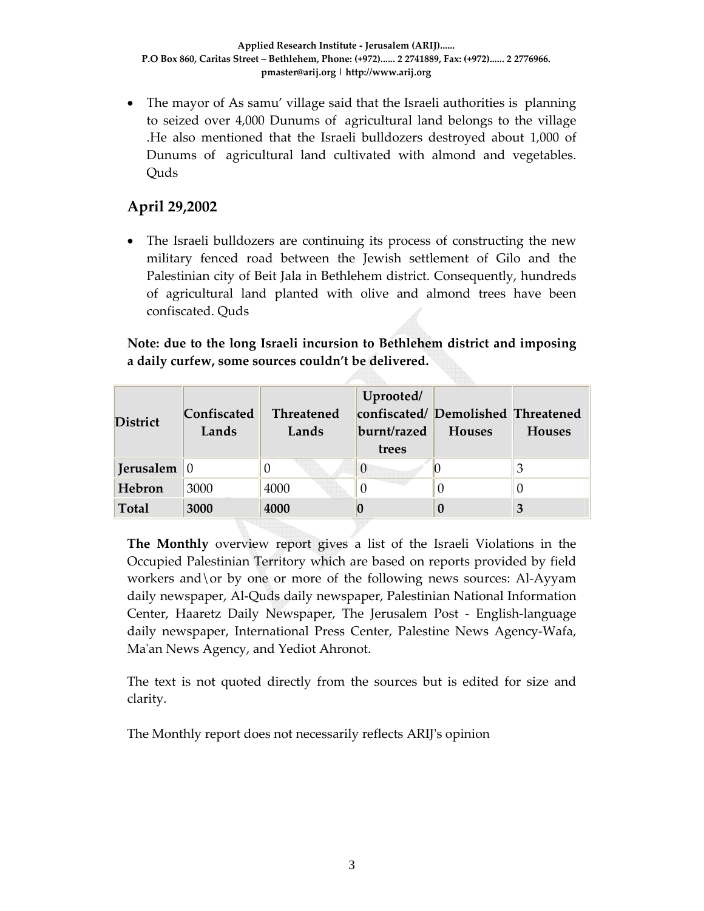- The mayor of As samu' village said that the Israeli authorities is planning to seized over 4,000 Dunums of agricultural land belongs to the village .He also mentioned that the Israeli bulldozers destroyed about 1,000 of Dunums of agricultural land cultivated with almond and vegetables. Quds

## April 29,2002

- The Israeli bulldozers are continuing its process of constructing the new military fenced road between the Jewish settlement of Gilo and the Palestinian city of Beit Jala in Bethlehem district. Consequently, hundreds of agricultural land planted with olive and almond trees have been confiscated. Quds

**Note: due to the long Israeli incursion to Bethlehem district and imposing a daily curfew, some sources couldn't be delivered.**

| District | Confiscated Lands | Threatened Lands | Uprooted/ confiscated/ burnt/razed trees | Demolished Houses | Threatened Houses |
|---|---|---|---|---|---|
| **Jerusalem** | 0 | 0 | 0 | 0 | 3 |
| **Hebron** | 3000 | 4000 | 0 | 0 | 0 |
| **Total** | **3000** | **4000** | **0** | **0** | **3** |

**The Monthly** overview report gives a list of the Israeli Violations in the Occupied Palestinian Territory which are based on reports provided by field workers and\or by one or more of the following news sources: Al-Ayyam daily newspaper, Al-Quds daily newspaper, Palestinian National Information Center, Haaretz Daily Newspaper, The Jerusalem Post - English-language daily newspaper, International Press Center, Palestine News Agency-Wafa, Ma'an News Agency, and Yediot Ahronot.

The text is not quoted directly from the sources but is edited for size and clarity.

The Monthly report does not necessarily reflects ARIJ's opinion